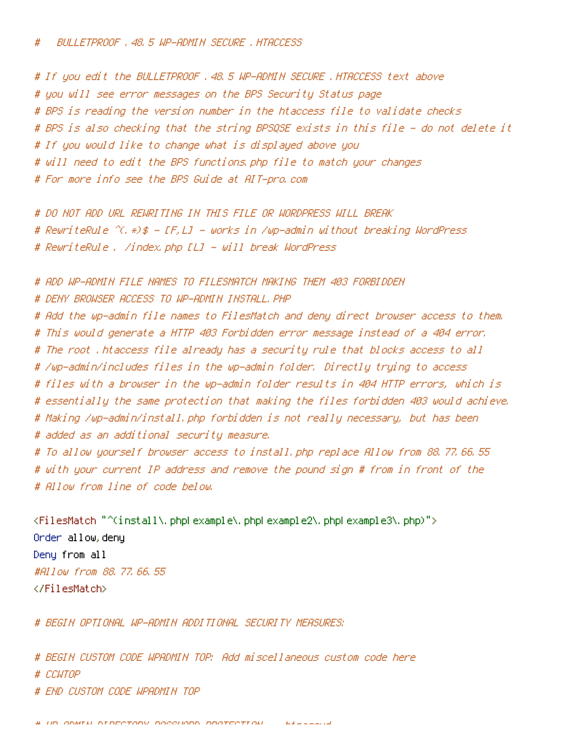```
#   BULLETPROOF .48.5 WP-ADMIN SECURE .HTACCESS

# If you edit the BULLETPROOF .48.5 WP-ADMIN SECURE .HTACCESS text above
# you will see error messages on the BPS Security Status page
# BPS is reading the version number in the htaccess file to validate checks
# BPS is also checking that the string BPSQSE exists in this file - do not delete it
# If you would like to change what is displayed above you
# will need to edit the BPS functions.php file to match your changes
# For more info see the BPS Guide at AIT-pro.com

# DO NOT ADD URL REWRITING IN THIS FILE OR WORDPRESS WILL BREAK
# RewriteRule ^(.*)$ - [F,L] - works in /wp-admin without breaking WordPress
# RewriteRule . /index.php [L] - will break WordPress

# ADD WP-ADMIN FILE NAMES TO FILESMATCH MAKING THEM 403 FORBIDDEN
# DENY BROWSER ACCESS TO WP-ADMIN INSTALL.PHP
# Add the wp-admin file names to FilesMatch and deny direct browser access to them.
# This would generate a HTTP 403 Forbidden error message instead of a 404 error.
# The root .htaccess file already has a security rule that blocks access to all
# /wp-admin/includes files in the wp-admin folder. Directly trying to access
# files with a browser in the wp-admin folder results in 404 HTTP errors, which is
# essentially the same protection that making the files forbidden 403 would achieve.
# Making /wp-admin/install.php forbidden is not really necessary, but has been
# added as an additional security measure.
# To allow yourself browser access to install.php replace Allow from 88.77.66.55
# with your current IP address and remove the pound sign # from in front of the
# Allow from line of code below.

<FilesMatch "^(install\.php|example\.php|example2\.php|example3\.php)">
Order allow,deny
Deny from all
#Allow from 88.77.66.55
</FilesMatch>

# BEGIN OPTIONAL WP-ADMIN ADDITIONAL SECURITY MEASURES:

# BEGIN CUSTOM CODE WPADMIN TOP: Add miscellaneous custom code here
# CCWTOP
# END CUSTOM CODE WPADMIN TOP
```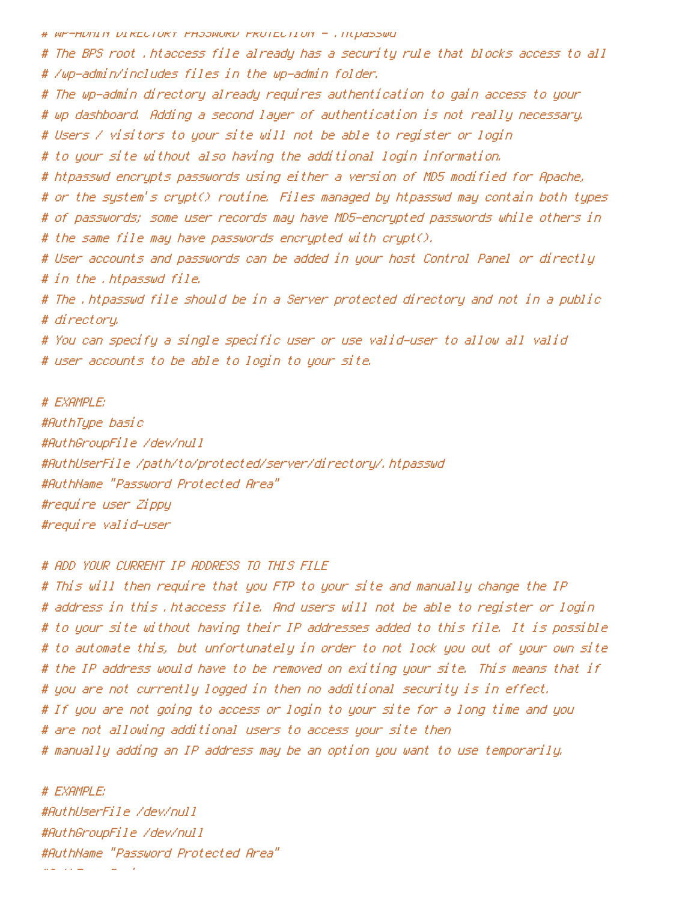```
# WP-ADMIN DIRECTORY PASSWORD PROTECTION - .htpasswd
# The BPS root .htaccess file already has a security rule that blocks access to all
# /wp-admin/includes files in the wp-admin folder.
# The wp-admin directory already requires authentication to gain access to your
# wp dashboard. Adding a second layer of authentication is not really necessary.
# Users / visitors to your site will not be able to register or login
# to your site without also having the additional login information.
# htpasswd encrypts passwords using either a version of MD5 modified for Apache,
# or the system's crypt() routine. Files managed by htpasswd may contain both types
# of passwords; some user records may have MD5-encrypted passwords while others in
# the same file may have passwords encrypted with crypt().
# User accounts and passwords can be added in your host Control Panel or directly
# in the .htpasswd file.
# The .htpasswd file should be in a Server protected directory and not in a public
# directory.
# You can specify a single specific user or use valid-user to allow all valid
# user accounts to be able to login to your site.

# EXAMPLE:
#AuthType basic
#AuthGroupFile /dev/null
#AuthUserFile /path/to/protected/server/directory/.htpasswd
#AuthName "Password Protected Area"
#require user Zippy
#require valid-user

# ADD YOUR CURRENT IP ADDRESS TO THIS FILE
# This will then require that you FTP to your site and manually change the IP
# address in this .htaccess file. And users will not be able to register or login
# to your site without having their IP addresses added to this file. It is possible
# to automate this, but unfortunately in order to not lock you out of your own site
# the IP address would have to be removed on exiting your site. This means that if
# you are not currently logged in then no additional security is in effect.
# If you are not going to access or login to your site for a long time and you
# are not allowing additional users to access your site then
# manually adding an IP address may be an option you want to use temporarily.

# EXAMPLE:
#AuthUserFile /dev/null
#AuthGroupFile /dev/null
#AuthName "Password Protected Area"
```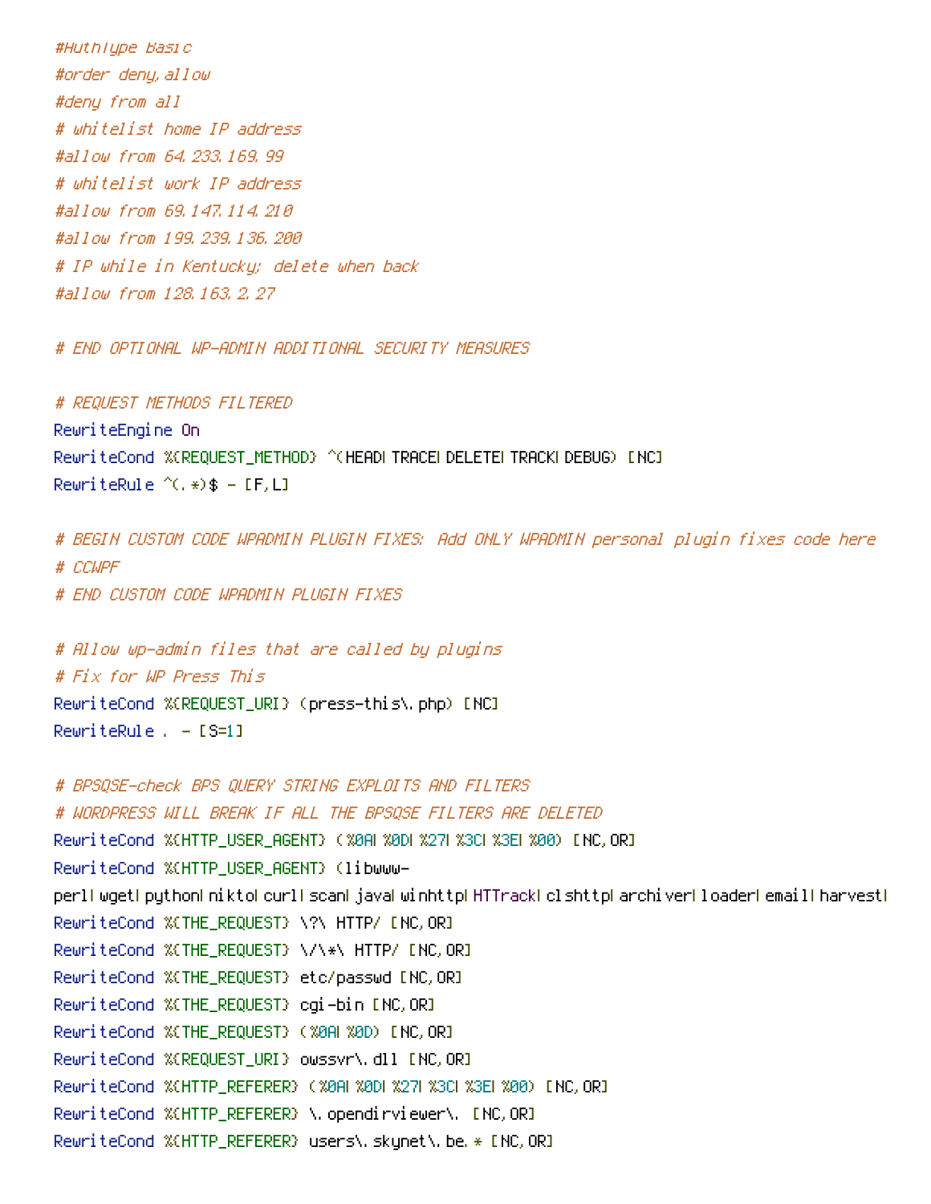```
#AuthType Basic
#order deny,allow
#deny from all
# whitelist home IP address
#allow from 64.233.169.99
# whitelist work IP address
#allow from 69.147.114.210
#allow from 199.239.136.200
# IP while in Kentucky; delete when back
#allow from 128.163.2.27

# END OPTIONAL WP-ADMIN ADDITIONAL SECURITY MEASURES

# REQUEST METHODS FILTERED
RewriteEngine On
RewriteCond %{REQUEST_METHOD} ^(HEAD|TRACE|DELETE|TRACK|DEBUG) [NC]
RewriteRule ^(.*)$ - [F,L]

# BEGIN CUSTOM CODE WPADMIN PLUGIN FIXES: Add ONLY WPADMIN personal plugin fixes code here
# CCWPF
# END CUSTOM CODE WPADMIN PLUGIN FIXES

# Allow wp-admin files that are called by plugins
# Fix for WP Press This
RewriteCond %{REQUEST_URI} (press-this\.php) [NC]
RewriteRule . - [S=1]

# BPSQSE-check BPS QUERY STRING EXPLOITS AND FILTERS
# WORDPRESS WILL BREAK IF ALL THE BPSQSE FILTERS ARE DELETED
RewriteCond %{HTTP_USER_AGENT} (%0A|%0D|%27|%3C|%3E|%00) [NC,OR]
RewriteCond %{HTTP_USER_AGENT} (libwww-
perl|wget|python|nikto|curl|scan|java|winhttp|HTTrack|clshttp|archiver|loader|email|harvest|
RewriteCond %{THE_REQUEST} \?\ HTTP/ [NC,OR]
RewriteCond %{THE_REQUEST} \/\*\ HTTP/ [NC,OR]
RewriteCond %{THE_REQUEST} etc/passwd [NC,OR]
RewriteCond %{THE_REQUEST} cgi-bin [NC,OR]
RewriteCond %{THE_REQUEST} (%0A|%0D) [NC,OR]
RewriteCond %{REQUEST_URI} owssvr\.dll [NC,OR]
RewriteCond %{HTTP_REFERER} (%0A|%0D|%27|%3C|%3E|%00) [NC,OR]
RewriteCond %{HTTP_REFERER} \.opendirviewer\. [NC,OR]
RewriteCond %{HTTP_REFERER} users\.skynet\.be.* [NC,OR]
```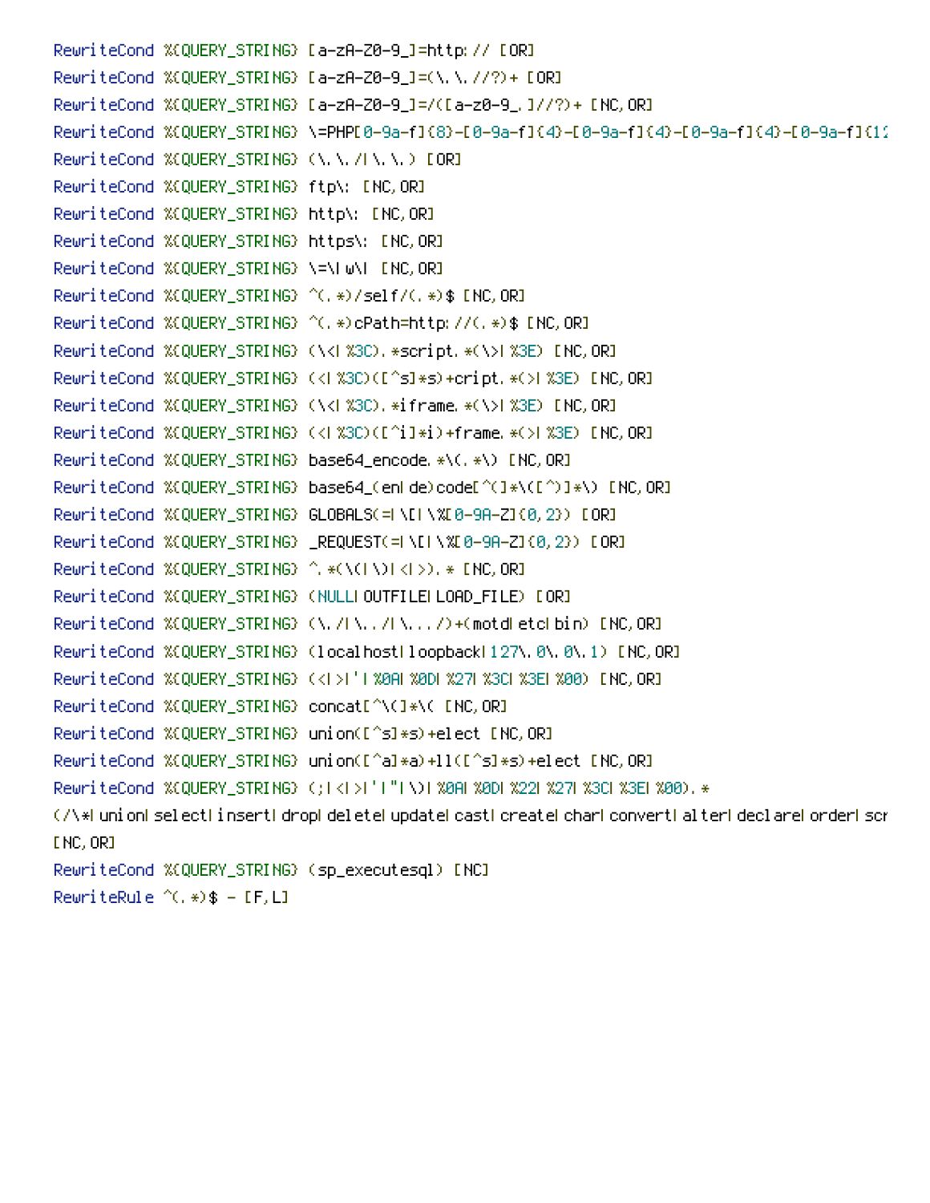```
RewriteCond %{QUERY_STRING} [a-zA-Z0-9_]=http:// [OR]
RewriteCond %{QUERY_STRING} [a-zA-Z0-9_]=(\.\.//?)+ [OR]
RewriteCond %{QUERY_STRING} [a-zA-Z0-9_]=/([a-z0-9_.]//?)+ [NC,OR]
RewriteCond %{QUERY_STRING} \=PHP[0-9a-f]{8}-[0-9a-f]{4}-[0-9a-f]{4}-[0-9a-f]{4}-[0-9a-f]{12
RewriteCond %{QUERY_STRING} (\.\./|\.\.) [OR]
RewriteCond %{QUERY_STRING} ftp\: [NC,OR]
RewriteCond %{QUERY_STRING} http\: [NC,OR]
RewriteCond %{QUERY_STRING} https\: [NC,OR]
RewriteCond %{QUERY_STRING} \=\|w\| [NC,OR]
RewriteCond %{QUERY_STRING} ^(.*)/self/(.*)$ [NC,OR]
RewriteCond %{QUERY_STRING} ^(.*)cPath=http://(.*)$ [NC,OR]
RewriteCond %{QUERY_STRING} (\<|%3C).*script.*(\>|%3E) [NC,OR]
RewriteCond %{QUERY_STRING} (<|%3C)([^s]*s)+cript.*(>|%3E) [NC,OR]
RewriteCond %{QUERY_STRING} (\<|%3C).*iframe.*(\>|%3E) [NC,OR]
RewriteCond %{QUERY_STRING} (<|%3C)([^i]*i)+frame.*(>|%3E) [NC,OR]
RewriteCond %{QUERY_STRING} base64_encode.*\(.*\) [NC,OR]
RewriteCond %{QUERY_STRING} base64_(en|de)code[^(]*\([^)]*\) [NC,OR]
RewriteCond %{QUERY_STRING} GLOBALS(=|\[|\%[0-9A-Z]{0,2}) [OR]
RewriteCond %{QUERY_STRING} _REQUEST(=|\[|\%[0-9A-Z]{0,2}) [OR]
RewriteCond %{QUERY_STRING} ^.*(\(|\)|<|>).* [NC,OR]
RewriteCond %{QUERY_STRING} (NULL|OUTFILE|LOAD_FILE) [OR]
RewriteCond %{QUERY_STRING} (\./|\../|\.../)+(motd|etc|bin) [NC,OR]
RewriteCond %{QUERY_STRING} (localhost|loopback|127\.0\.0\.1) [NC,OR]
RewriteCond %{QUERY_STRING} (<|>|'|%0A|%0D|%27|%3C|%3E|%00) [NC,OR]
RewriteCond %{QUERY_STRING} concat[^\(]*\( [NC,OR]
RewriteCond %{QUERY_STRING} union([^s]*s)+elect [NC,OR]
RewriteCond %{QUERY_STRING} union([^a]*a)+ll([^s]*s)+elect [NC,OR]
RewriteCond %{QUERY_STRING} (;|<|>|'|"|\)|%0A|%0D|%22|%27|%3C|%3E|%00).*
(/\*|union|select|insert|drop|delete|update|cast|create|char|convert|alter|declare|order|scr
[NC,OR]
RewriteCond %{QUERY_STRING} (sp_executesql) [NC]
RewriteRule ^(.*)$ - [F,L]
```